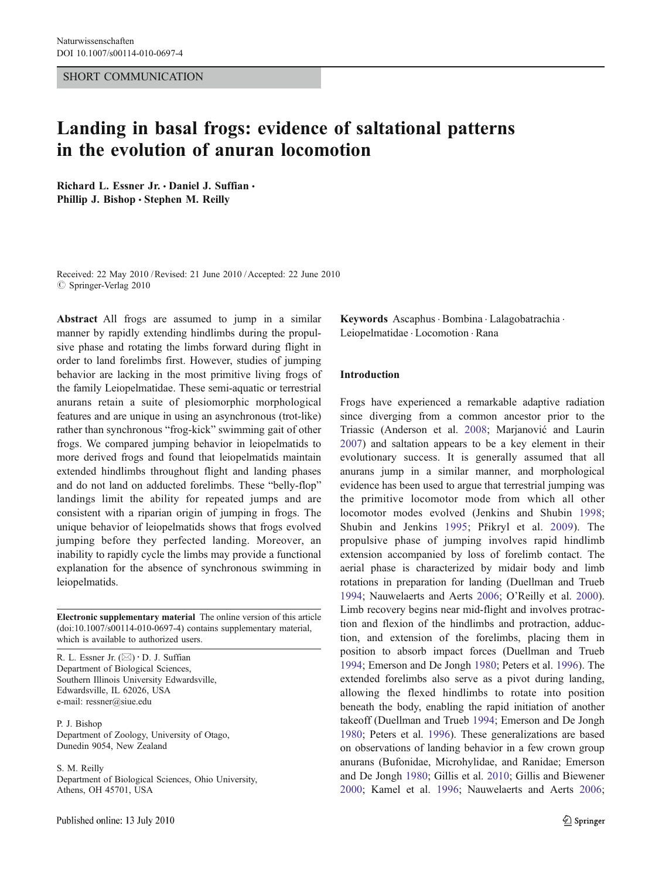SHORT COMMUNICATION

# Landing in basal frogs: evidence of saltational patterns in the evolution of anuran locomotion

**Richard L. Essner Jr. · Daniel J. Suffian · Phillip J. Bishop · Stephen M. Reilly**

Received: 22 May 2010 / Revised: 21 June 2010 / Accepted: 22 June 2010
© Springer-Verlag 2010

**Abstract** All frogs are assumed to jump in a similar manner by rapidly extending hindlimbs during the propulsive phase and rotating the limbs forward during flight in order to land forelimbs first. However, studies of jumping behavior are lacking in the most primitive living frogs of the family Leiopelmatidae. These semi-aquatic or terrestrial anurans retain a suite of plesiomorphic morphological features and are unique in using an asynchronous (trot-like) rather than synchronous "frog-kick" swimming gait of other frogs. We compared jumping behavior in leiopelmatids to more derived frogs and found that leiopelmatids maintain extended hindlimbs throughout flight and landing phases and do not land on adducted forelimbs. These "belly-flop" landings limit the ability for repeated jumps and are consistent with a riparian origin of jumping in frogs. The unique behavior of leiopelmatids shows that frogs evolved jumping before they perfected landing. Moreover, an inability to rapidly cycle the limbs may provide a functional explanation for the absence of synchronous swimming in leiopelmatids.

**Keywords** Ascaphus · Bombina · Lalagobatrachia · Leiopelmatidae · Locomotion · Rana

**Electronic supplementary material** The online version of this article (doi:10.1007/s00114-010-0697-4) contains supplementary material, which is available to authorized users.

R. L. Essner Jr. (✉) · D. J. Suffian
Department of Biological Sciences,
Southern Illinois University Edwardsville,
Edwardsville, IL 62026, USA
e-mail: ressner@siue.edu

P. J. Bishop
Department of Zoology, University of Otago,
Dunedin 9054, New Zealand

S. M. Reilly
Department of Biological Sciences, Ohio University,
Athens, OH 45701, USA

## Introduction

Frogs have experienced a remarkable adaptive radiation since diverging from a common ancestor prior to the Triassic (Anderson et al. 2008; Marjanović and Laurin 2007) and saltation appears to be a key element in their evolutionary success. It is generally assumed that all anurans jump in a similar manner, and morphological evidence has been used to argue that terrestrial jumping was the primitive locomotor mode from which all other locomotor modes evolved (Jenkins and Shubin 1998; Shubin and Jenkins 1995; Přikryl et al. 2009). The propulsive phase of jumping involves rapid hindlimb extension accompanied by loss of forelimb contact. The aerial phase is characterized by midair body and limb rotations in preparation for landing (Duellman and Trueb 1994; Nauwelaerts and Aerts 2006; O'Reilly et al. 2000). Limb recovery begins near mid-flight and involves protraction and flexion of the hindlimbs and protraction, adduction, and extension of the forelimbs, placing them in position to absorb impact forces (Duellman and Trueb 1994; Emerson and De Jongh 1980; Peters et al. 1996). The extended forelimbs also serve as a pivot during landing, allowing the flexed hindlimbs to rotate into position beneath the body, enabling the rapid initiation of another takeoff (Duellman and Trueb 1994; Emerson and De Jongh 1980; Peters et al. 1996). These generalizations are based on observations of landing behavior in a few crown group anurans (Bufonidae, Microhylidae, and Ranidae; Emerson and De Jongh 1980; Gillis et al. 2010; Gillis and Biewener 2000; Kamel et al. 1996; Nauwelaerts and Aerts 2006;

Published online: 13 July 2010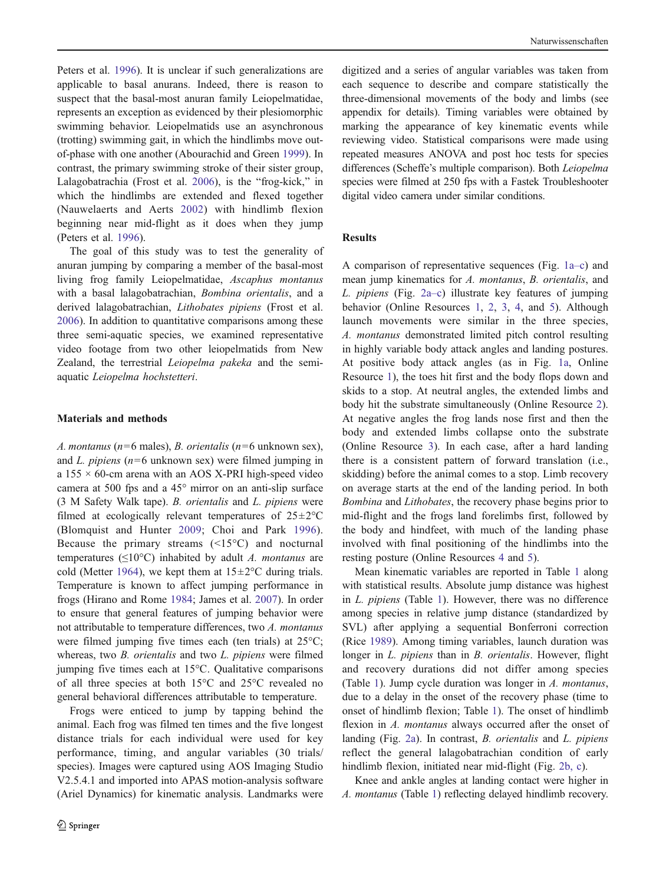Peters et al. 1996). It is unclear if such generalizations are applicable to basal anurans. Indeed, there is reason to suspect that the basal-most anuran family Leiopelmatidae, represents an exception as evidenced by their plesiomorphic swimming behavior. Leiopelmatids use an asynchronous (trotting) swimming gait, in which the hindlimbs move out-of-phase with one another (Abourachid and Green 1999). In contrast, the primary swimming stroke of their sister group, Lalagobatrachia (Frost et al. 2006), is the "frog-kick," in which the hindlimbs are extended and flexed together (Nauwelaerts and Aerts 2002) with hindlimb flexion beginning near mid-flight as it does when they jump (Peters et al. 1996).

The goal of this study was to test the generality of anuran jumping by comparing a member of the basal-most living frog family Leiopelmatidae, *Ascaphus montanus* with a basal lalagobatrachian, *Bombina orientalis*, and a derived lalagobatrachian, *Lithobates pipiens* (Frost et al. 2006). In addition to quantitative comparisons among these three semi-aquatic species, we examined representative video footage from two other leiopelmatids from New Zealand, the terrestrial *Leiopelma pakeka* and the semi-aquatic *Leiopelma hochstetteri*.

## Materials and methods

*A. montanus* ($n$=6 males), *B. orientalis* ($n$=6 unknown sex), and *L. pipiens* ($n$=6 unknown sex) were filmed jumping in a 155 × 60-cm arena with an AOS X-PRI high-speed video camera at 500 fps and a 45° mirror on an anti-slip surface (3 M Safety Walk tape). *B. orientalis* and *L. pipiens* were filmed at ecologically relevant temperatures of 25±2°C (Blomquist and Hunter 2009; Choi and Park 1996). Because the primary streams (<15°C) and nocturnal temperatures (≤10°C) inhabited by adult *A. montanus* are cold (Metter 1964), we kept them at 15±2°C during trials. Temperature is known to affect jumping performance in frogs (Hirano and Rome 1984; James et al. 2007). In order to ensure that general features of jumping behavior were not attributable to temperature differences, two *A. montanus* were filmed jumping five times each (ten trials) at 25°C; whereas, two *B. orientalis* and two *L. pipiens* were filmed jumping five times each at 15°C. Qualitative comparisons of all three species at both 15°C and 25°C revealed no general behavioral differences attributable to temperature.

Frogs were enticed to jump by tapping behind the animal. Each frog was filmed ten times and the five longest distance trials for each individual were used for key performance, timing, and angular variables (30 trials/species). Images were captured using AOS Imaging Studio V2.5.4.1 and imported into APAS motion-analysis software (Ariel Dynamics) for kinematic analysis. Landmarks were digitized and a series of angular variables was taken from each sequence to describe and compare statistically the three-dimensional movements of the body and limbs (see appendix for details). Timing variables were obtained by marking the appearance of key kinematic events while reviewing video. Statistical comparisons were made using repeated measures ANOVA and post hoc tests for species differences (Scheffe's multiple comparison). Both *Leiopelma* species were filmed at 250 fps with a Fastek Troubleshooter digital video camera under similar conditions.

## Results

A comparison of representative sequences (Fig. 1a–c) and mean jump kinematics for *A. montanus*, *B. orientalis*, and *L. pipiens* (Fig. 2a–c) illustrate key features of jumping behavior (Online Resources 1, 2, 3, 4, and 5). Although launch movements were similar in the three species, *A. montanus* demonstrated limited pitch control resulting in highly variable body attack angles and landing postures. At positive body attack angles (as in Fig. 1a, Online Resource 1), the toes hit first and the body flops down and skids to a stop. At neutral angles, the extended limbs and body hit the substrate simultaneously (Online Resource 2). At negative angles the frog lands nose first and then the body and extended limbs collapse onto the substrate (Online Resource 3). In each case, after a hard landing there is a consistent pattern of forward translation (i.e., skidding) before the animal comes to a stop. Limb recovery on average starts at the end of the landing period. In both *Bombina* and *Lithobates*, the recovery phase begins prior to mid-flight and the frogs land forelimbs first, followed by the body and hindfeet, with much of the landing phase involved with final positioning of the hindlimbs into the resting posture (Online Resources 4 and 5).

Mean kinematic variables are reported in Table 1 along with statistical results. Absolute jump distance was highest in *L. pipiens* (Table 1). However, there was no difference among species in relative jump distance (standardized by SVL) after applying a sequential Bonferroni correction (Rice 1989). Among timing variables, launch duration was longer in *L. pipiens* than in *B. orientalis*. However, flight and recovery durations did not differ among species (Table 1). Jump cycle duration was longer in *A. montanus*, due to a delay in the onset of the recovery phase (time to onset of hindlimb flexion; Table 1). The onset of hindlimb flexion in *A. montanus* always occurred after the onset of landing (Fig. 2a). In contrast, *B. orientalis* and *L. pipiens* reflect the general lalagobatrachian condition of early hindlimb flexion, initiated near mid-flight (Fig. 2b, c).

Knee and ankle angles at landing contact were higher in *A. montanus* (Table 1) reflecting delayed hindlimb recovery.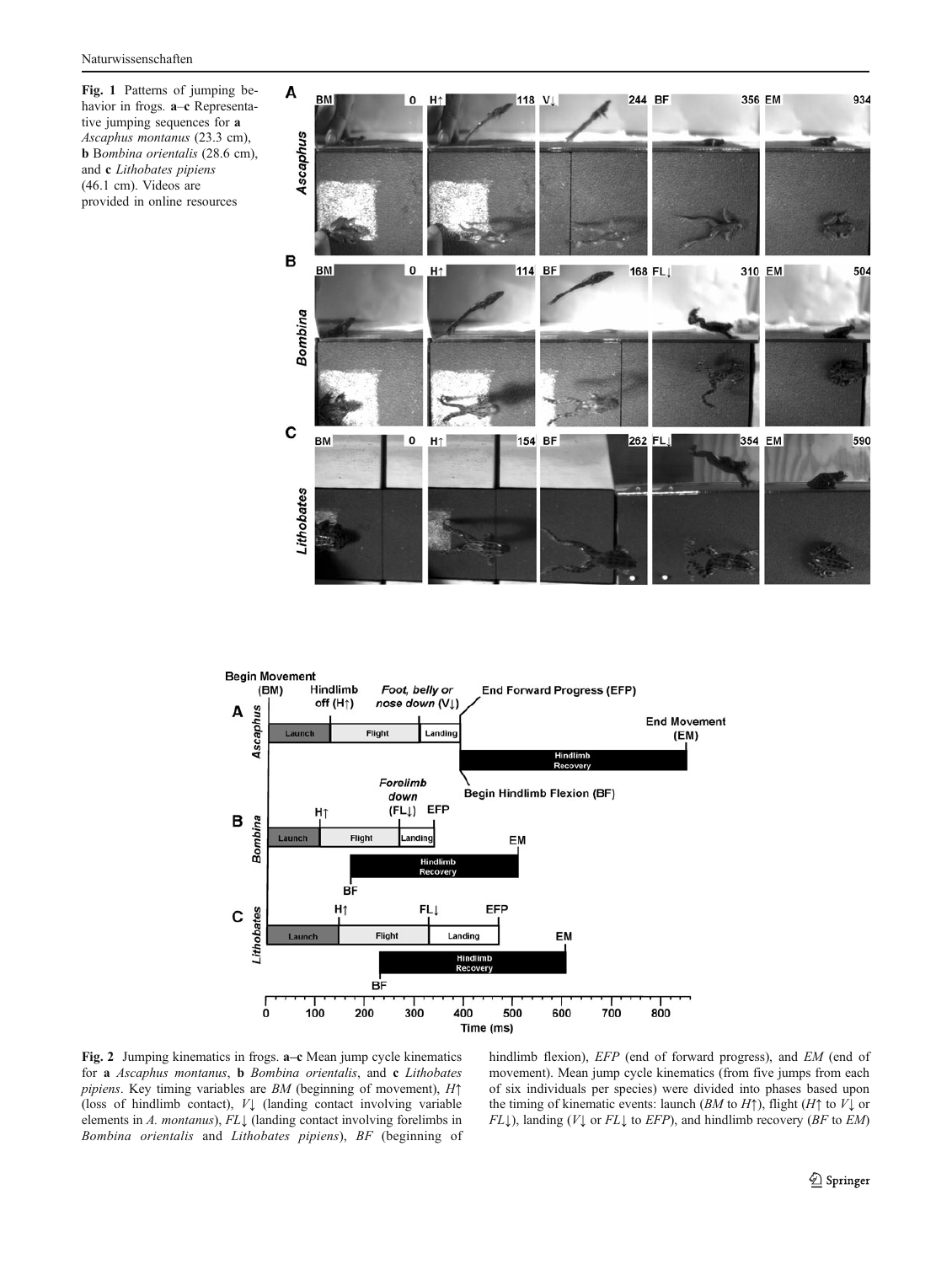**Fig. 1** Patterns of jumping behavior in frogs. **a**–**c** Representative jumping sequences for **a** *Ascaphus montanus* (23.3 cm), **b** *Bombina orientalis* (28.6 cm), and **c** *Lithobates pipiens* (46.1 cm). Videos are provided in online resources

**Fig. 2** Jumping kinematics in frogs. **a**–**c** Mean jump cycle kinematics for **a** *Ascaphus montanus*, **b** *Bombina orientalis*, and **c** *Lithobates pipiens*. Key timing variables are *BM* (beginning of movement), *H*↑ (loss of hindlimb contact), *V*↓ (landing contact involving variable elements in *A. montanus*), *FL*↓ (landing contact involving forelimbs in *Bombina orientalis* and *Lithobates pipiens*), *BF* (beginning of hindlimb flexion), *EFP* (end of forward progress), and *EM* (end of movement). Mean jump cycle kinematics (from five jumps from each of six individuals per species) were divided into phases based upon the timing of kinematic events: launch (*BM* to *H*↑), flight (*H*↑ to *V*↓ or *FL*↓), landing (*V*↓ or *FL*↓ to *EFP*), and hindlimb recovery (*BF* to *EM*)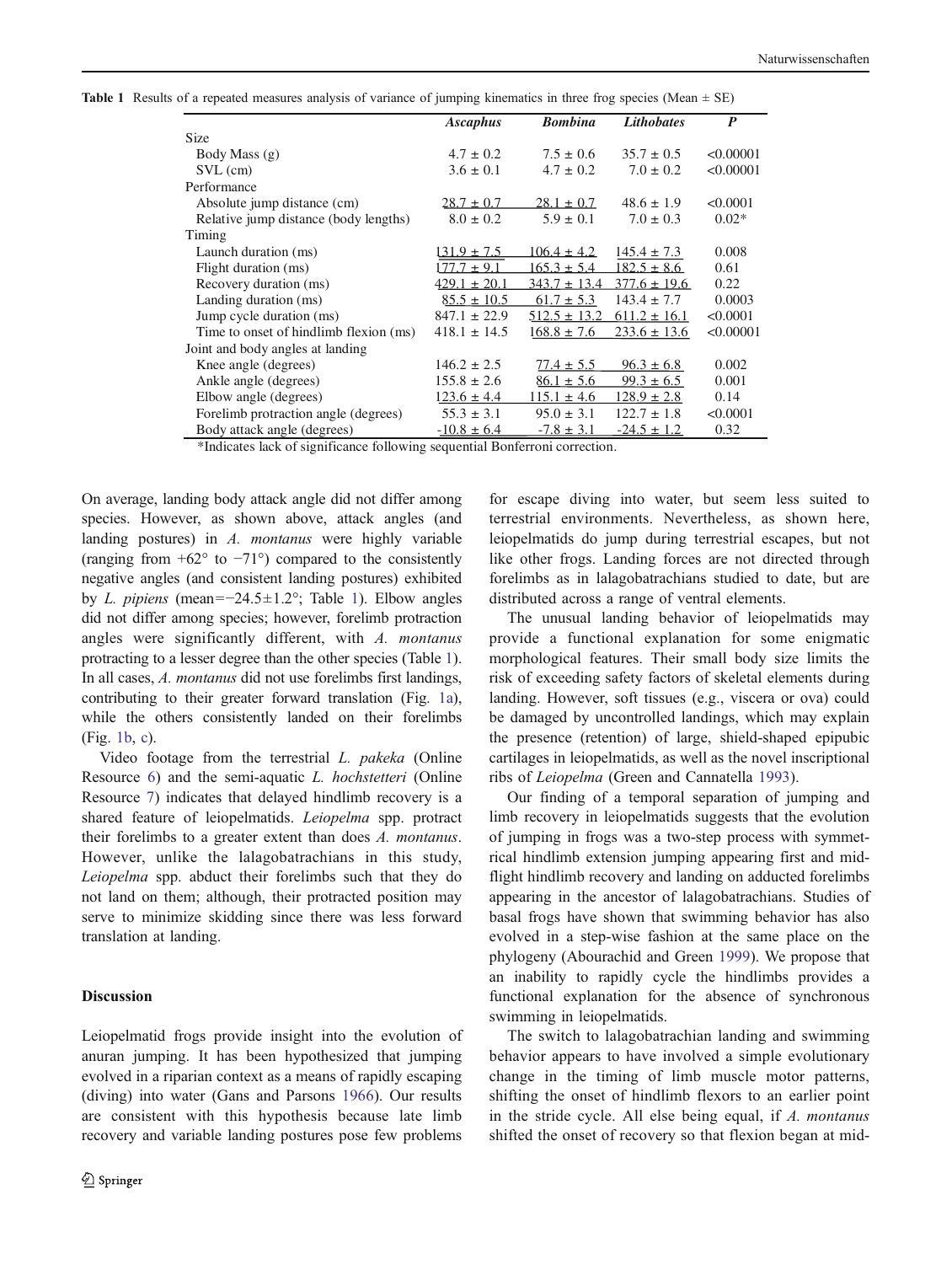**Table 1** Results of a repeated measures analysis of variance of jumping kinematics in three frog species (Mean ± SE)

| | *Ascaphus* | *Bombina* | *Lithobates* | *P* |
|---|---|---|---|---|
| Size | | | | |
| Body Mass (g) | 4.7 ± 0.2 | 7.5 ± 0.6 | 35.7 ± 0.5 | <0.00001 |
| SVL (cm) | 3.6 ± 0.1 | 4.7 ± 0.2 | 7.0 ± 0.2 | <0.00001 |
| Performance | | | | |
| Absolute jump distance (cm) | 28.7 ± 0.7 | 28.1 ± 0.7 | 48.6 ± 1.9 | <0.0001 |
| Relative jump distance (body lengths) | 8.0 ± 0.2 | 5.9 ± 0.1 | 7.0 ± 0.3 | 0.02* |
| Timing | | | | |
| Launch duration (ms) | 131.9 ± 7.5 | 106.4 ± 4.2 | 145.4 ± 7.3 | 0.008 |
| Flight duration (ms) | 177.7 ± 9.1 | 165.3 ± 5.4 | 182.5 ± 8.6 | 0.61 |
| Recovery duration (ms) | 429.1 ± 20.1 | 343.7 ± 13.4 | 377.6 ± 19.6 | 0.22 |
| Landing duration (ms) | 85.5 ± 10.5 | 61.7 ± 5.3 | 143.4 ± 7.7 | 0.0003 |
| Jump cycle duration (ms) | 847.1 ± 22.9 | 512.5 ± 13.2 | 611.2 ± 16.1 | <0.0001 |
| Time to onset of hindlimb flexion (ms) | 418.1 ± 14.5 | 168.8 ± 7.6 | 233.6 ± 13.6 | <0.00001 |
| Joint and body angles at landing | | | | |
| Knee angle (degrees) | 146.2 ± 2.5 | 77.4 ± 5.5 | 96.3 ± 6.8 | 0.002 |
| Ankle angle (degrees) | 155.8 ± 2.6 | 86.1 ± 5.6 | 99.3 ± 6.5 | 0.001 |
| Elbow angle (degrees) | 123.6 ± 4.4 | 115.1 ± 4.6 | 128.9 ± 2.8 | 0.14 |
| Forelimb protraction angle (degrees) | 55.3 ± 3.1 | 95.0 ± 3.1 | 122.7 ± 1.8 | <0.0001 |
| Body attack angle (degrees) | -10.8 ± 6.4 | -7.8 ± 3.1 | -24.5 ± 1.2 | 0.32 |

*Indicates lack of significance following sequential Bonferroni correction.

On average, landing body attack angle did not differ among species. However, as shown above, attack angles (and landing postures) in *A. montanus* were highly variable (ranging from +62° to −71°) compared to the consistently negative angles (and consistent landing postures) exhibited by *L. pipiens* (mean=−24.5±1.2°; Table 1). Elbow angles did not differ among species; however, forelimb protraction angles were significantly different, with *A. montanus* protracting to a lesser degree than the other species (Table 1). In all cases, *A. montanus* did not use forelimbs first landings, contributing to their greater forward translation (Fig. 1a), while the others consistently landed on their forelimbs (Fig. 1b, c).

Video footage from the terrestrial *L. pakeka* (Online Resource 6) and the semi-aquatic *L. hochstetteri* (Online Resource 7) indicates that delayed hindlimb recovery is a shared feature of leiopelmatids. *Leiopelma* spp. protract their forelimbs to a greater extent than does *A. montanus*. However, unlike the lalagobatrachians in this study, *Leiopelma* spp. abduct their forelimbs such that they do not land on them; although, their protracted position may serve to minimize skidding since there was less forward translation at landing.

## Discussion

Leiopelmatid frogs provide insight into the evolution of anuran jumping. It has been hypothesized that jumping evolved in a riparian context as a means of rapidly escaping (diving) into water (Gans and Parsons 1966). Our results are consistent with this hypothesis because late limb recovery and variable landing postures pose few problems for escape diving into water, but seem less suited to terrestrial environments. Nevertheless, as shown here, leiopelmatids do jump during terrestrial escapes, but not like other frogs. Landing forces are not directed through forelimbs as in lalagobatrachians studied to date, but are distributed across a range of ventral elements.

The unusual landing behavior of leiopelmatids may provide a functional explanation for some enigmatic morphological features. Their small body size limits the risk of exceeding safety factors of skeletal elements during landing. However, soft tissues (e.g., viscera or ova) could be damaged by uncontrolled landings, which may explain the presence (retention) of large, shield-shaped epipubic cartilages in leiopelmatids, as well as the novel inscriptional ribs of *Leiopelma* (Green and Cannatella 1993).

Our finding of a temporal separation of jumping and limb recovery in leiopelmatids suggests that the evolution of jumping in frogs was a two-step process with symmetrical hindlimb extension jumping appearing first and mid-flight hindlimb recovery and landing on adducted forelimbs appearing in the ancestor of lalagobatrachians. Studies of basal frogs have shown that swimming behavior has also evolved in a step-wise fashion at the same place on the phylogeny (Abourachid and Green 1999). We propose that an inability to rapidly cycle the hindlimbs provides a functional explanation for the absence of synchronous swimming in leiopelmatids.

The switch to lalagobatrachian landing and swimming behavior appears to have involved a simple evolutionary change in the timing of limb muscle motor patterns, shifting the onset of hindlimb flexors to an earlier point in the stride cycle. All else being equal, if *A. montanus* shifted the onset of recovery so that flexion began at mid-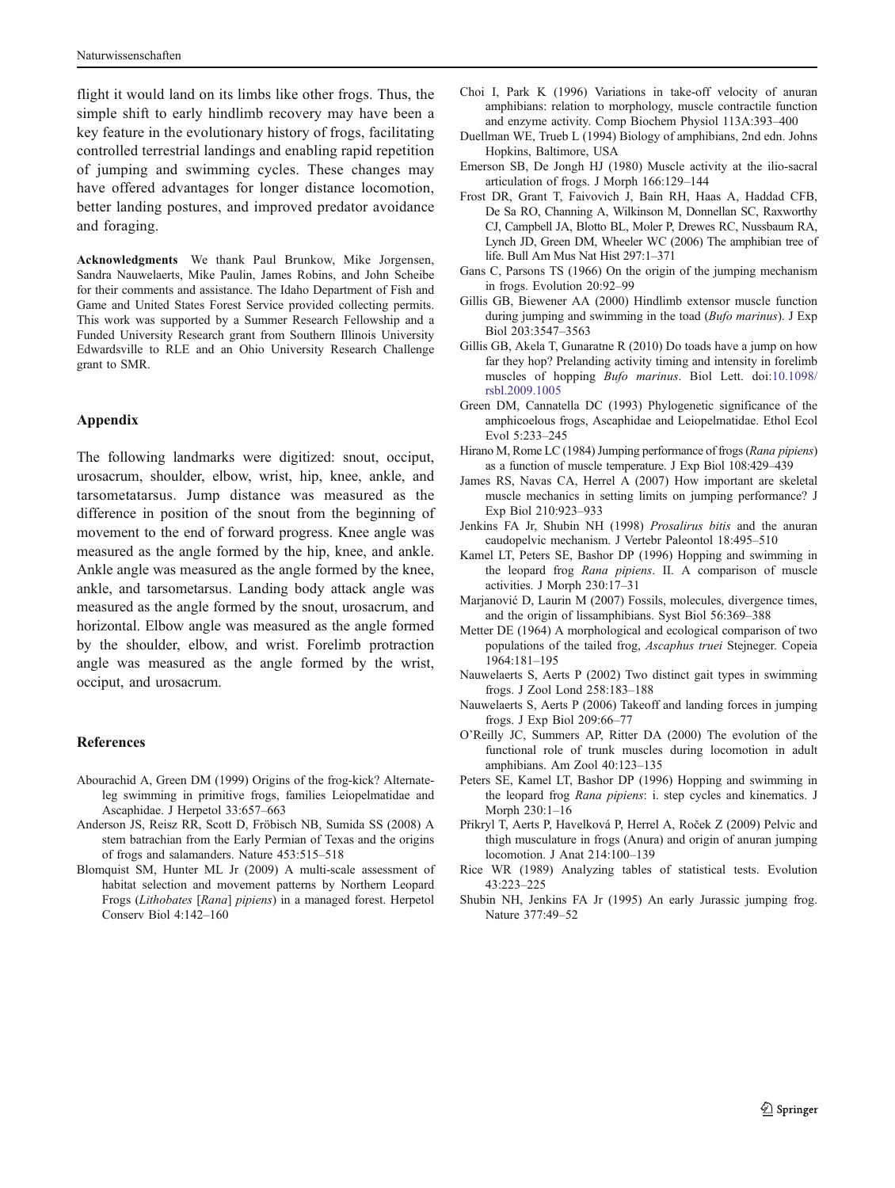flight it would land on its limbs like other frogs. Thus, the simple shift to early hindlimb recovery may have been a key feature in the evolutionary history of frogs, facilitating controlled terrestrial landings and enabling rapid repetition of jumping and swimming cycles. These changes may have offered advantages for longer distance locomotion, better landing postures, and improved predator avoidance and foraging.

**Acknowledgments** We thank Paul Brunkow, Mike Jorgensen, Sandra Nauwelaerts, Mike Paulin, James Robins, and John Scheibe for their comments and assistance. The Idaho Department of Fish and Game and United States Forest Service provided collecting permits. This work was supported by a Summer Research Fellowship and a Funded University Research grant from Southern Illinois University Edwardsville to RLE and an Ohio University Research Challenge grant to SMR.

## Appendix

The following landmarks were digitized: snout, occiput, urosacrum, shoulder, elbow, wrist, hip, knee, ankle, and tarsometatarsus. Jump distance was measured as the difference in position of the snout from the beginning of movement to the end of forward progress. Knee angle was measured as the angle formed by the hip, knee, and ankle. Ankle angle was measured as the angle formed by the knee, ankle, and tarsometatarsus. Landing body attack angle was measured as the angle formed by the snout, urosacrum, and horizontal. Elbow angle was measured as the angle formed by the shoulder, elbow, and wrist. Forelimb protraction angle was measured as the angle formed by the wrist, occiput, and urosacrum.

## References

Abourachid A, Green DM (1999) Origins of the frog-kick? Alternate-leg swimming in primitive frogs, families Leiopelmatidae and Ascaphidae. J Herpetol 33:657–663

Anderson JS, Reisz RR, Scott D, Fröbisch NB, Sumida SS (2008) A stem batrachian from the Early Permian of Texas and the origins of frogs and salamanders. Nature 453:515–518

Blomquist SM, Hunter ML Jr (2009) A multi-scale assessment of habitat selection and movement patterns by Northern Leopard Frogs (*Lithobates* [*Rana*] *pipiens*) in a managed forest. Herpetol Conserv Biol 4:142–160

Choi I, Park K (1996) Variations in take-off velocity of anuran amphibians: relation to morphology, muscle contractile function and enzyme activity. Comp Biochem Physiol 113A:393–400

Duellman WE, Trueb L (1994) Biology of amphibians, 2nd edn. Johns Hopkins, Baltimore, USA

Emerson SB, De Jongh HJ (1980) Muscle activity at the ilio-sacral articulation of frogs. J Morph 166:129–144

Frost DR, Grant T, Faivovich J, Bain RH, Haas A, Haddad CFB, De Sa RO, Channing A, Wilkinson M, Donnellan SC, Raxworthy CJ, Campbell JA, Blotto BL, Moler P, Drewes RC, Nussbaum RA, Lynch JD, Green DM, Wheeler WC (2006) The amphibian tree of life. Bull Am Mus Nat Hist 297:1–371

Gans C, Parsons TS (1966) On the origin of the jumping mechanism in frogs. Evolution 20:92–99

Gillis GB, Biewener AA (2000) Hindlimb extensor muscle function during jumping and swimming in the toad (*Bufo marinus*). J Exp Biol 203:3547–3563

Gillis GB, Akela T, Gunaratne R (2010) Do toads have a jump on how far they hop? Prelanding activity timing and intensity in forelimb muscles of hopping *Bufo marinus*. Biol Lett. doi:10.1098/rsbl.2009.1005

Green DM, Cannatella DC (1993) Phylogenetic significance of the amphicoelous frogs, Ascaphidae and Leiopelmatidae. Ethol Ecol Evol 5:233–245

Hirano M, Rome LC (1984) Jumping performance of frogs (*Rana pipiens*) as a function of muscle temperature. J Exp Biol 108:429–439

James RS, Navas CA, Herrel A (2007) How important are skeletal muscle mechanics in setting limits on jumping performance? J Exp Biol 210:923–933

Jenkins FA Jr, Shubin NH (1998) *Prosalirus bitis* and the anuran caudopelvic mechanism. J Vertebr Paleontol 18:495–510

Kamel LT, Peters SE, Bashor DP (1996) Hopping and swimming in the leopard frog *Rana pipiens*. II. A comparison of muscle activities. J Morph 230:17–31

Marjanović D, Laurin M (2007) Fossils, molecules, divergence times, and the origin of lissamphibians. Syst Biol 56:369–388

Metter DE (1964) A morphological and ecological comparison of two populations of the tailed frog, *Ascaphus truei* Stejneger. Copeia 1964:181–195

Nauwelaerts S, Aerts P (2002) Two distinct gait types in swimming frogs. J Zool Lond 258:183–188

Nauwelaerts S, Aerts P (2006) Takeoff and landing forces in jumping frogs. J Exp Biol 209:66–77

O'Reilly JC, Summers AP, Ritter DA (2000) The evolution of the functional role of trunk muscles during locomotion in adult amphibians. Am Zool 40:123–135

Peters SE, Kamel LT, Bashor DP (1996) Hopping and swimming in the leopard frog *Rana pipiens*: i. step cycles and kinematics. J Morph 230:1–16

Přikryl T, Aerts P, Havelková P, Herrel A, Roček Z (2009) Pelvic and thigh musculature in frogs (Anura) and origin of anuran jumping locomotion. J Anat 214:100–139

Rice WR (1989) Analyzing tables of statistical tests. Evolution 43:223–225

Shubin NH, Jenkins FA Jr (1995) An early Jurassic jumping frog. Nature 377:49–52